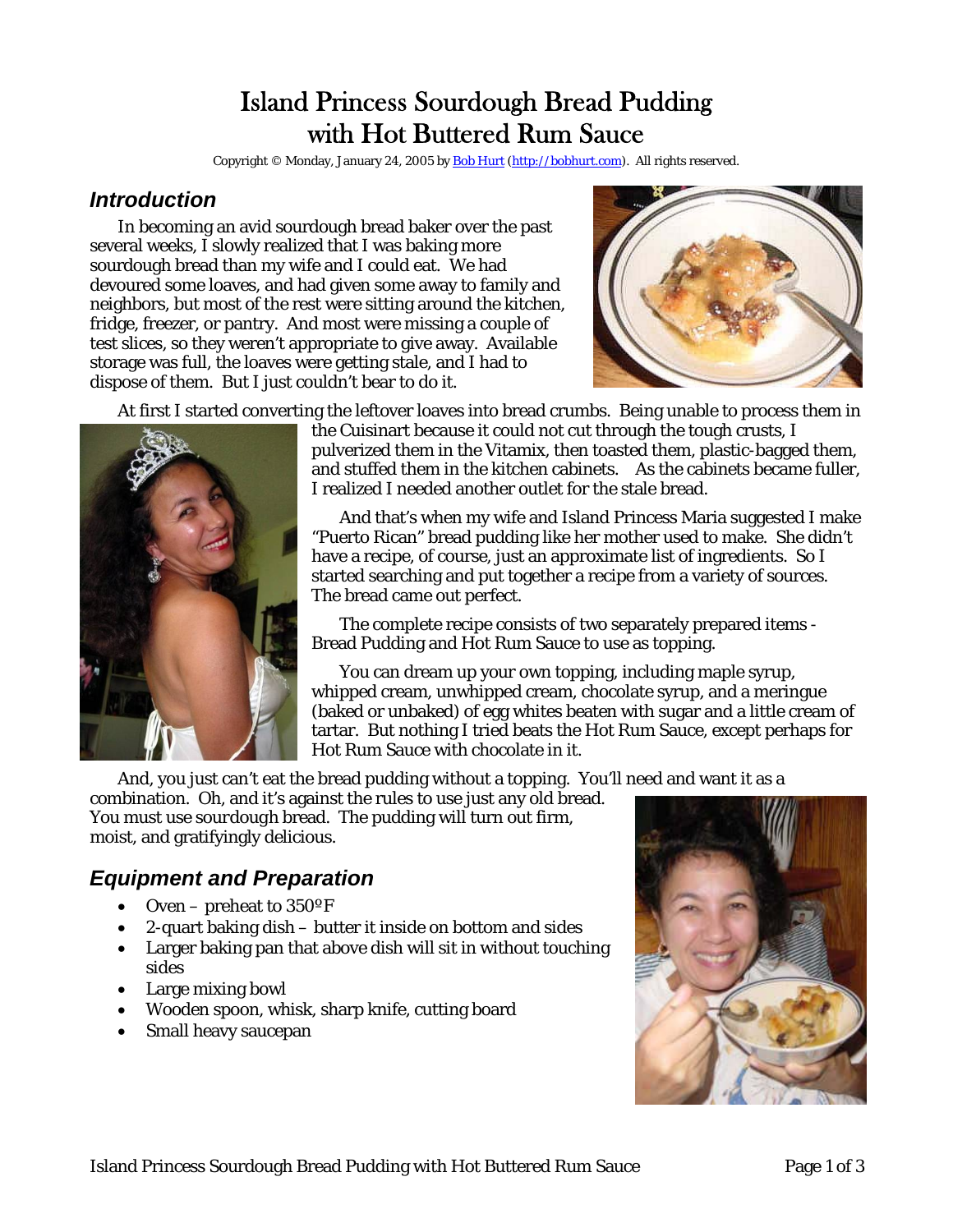# Island Princess Sourdough Bread Pudding with Hot Buttered Rum Sauce

Copyright © Monday, January 24, 2005 by Bob Hurt (http://bobhurt.com). All rights reserved.

## *Introduction*

In becoming an avid sourdough bread baker over the past several weeks, I slowly realized that I was baking more sourdough bread than my wife and I could eat. We had devoured some loaves, and had given some away to family and neighbors, but most of the rest were sitting around the kitchen, fridge, freezer, or pantry. And most were missing a couple of test slices, so they weren't appropriate to give away. Available storage was full, the loaves were getting stale, and I had to dispose of them. But I just couldn't bear to do it.

At first I started converting the leftover loaves into bread crumbs. Being unable to process them in the Cuisinart because it could not cut through the tough crusts, I pulverized them in the Vitamix, then toasted them, plastic-bagged them, and stuffed them in the kitchen cabinets. As the cabinets became fuller, I realized I needed another outlet for the stale bread.

And that's when my wife and Island Princess Maria suggested I make "Puerto Rican" bread pudding like her mother used to make. She didn't have a recipe, of course, just an approximate list of ingredients. So I started searching and put together a recipe from a variety of sources. The bread came out perfect.

The complete recipe consists of two separately prepared items - Bread Pudding and Hot Rum Sauce to use as topping.

You can dream up your own topping, including maple syrup, whipped cream, unwhipped cream, chocolate syrup, and a meringue (baked or unbaked) of egg whites beaten with sugar and a little cream of tartar. But nothing I tried beats the Hot Rum Sauce, except perhaps for Hot Rum Sauce with chocolate in it.

And, you just can't eat the bread pudding without a topping. You'll need and want it as a combination. Oh, and it's against the rules to use just any old bread. You must use sourdough bread. The pudding will turn out firm, moist, and gratifyingly delicious.

## *Equipment and Preparation*

- Oven – preheat to 350ºF
- 2-quart baking dish – butter it inside on bottom and sides
- Larger baking pan that above dish will sit in without touching sides
- Large mixing bowl
- Wooden spoon, whisk, sharp knife, cutting board
- Small heavy saucepan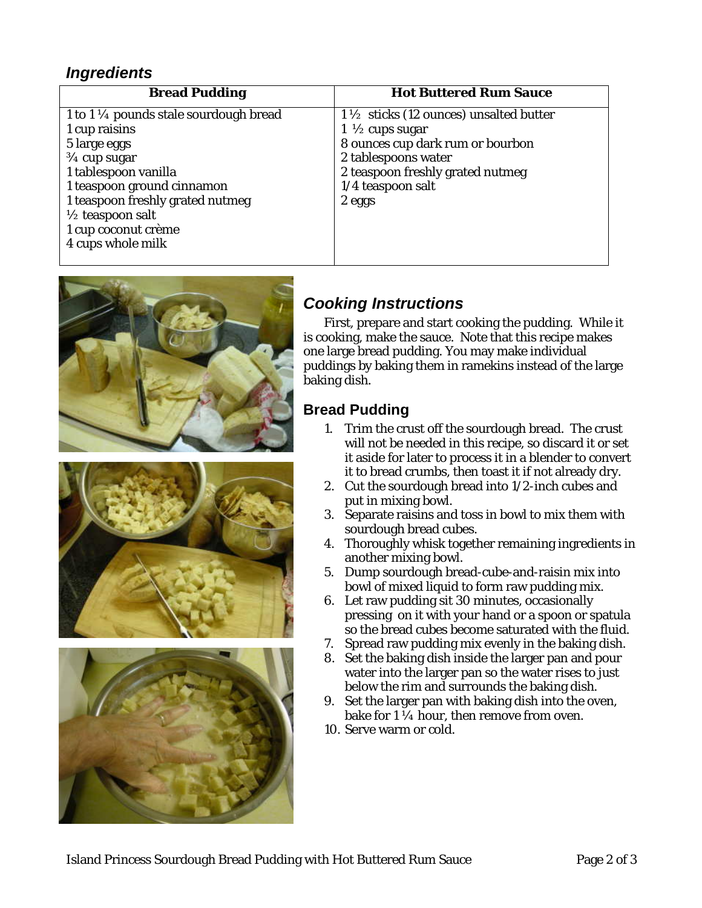## *Ingredients*

| Bread Pudding | Hot Buttered Rum Sauce |
|---|---|
| 1 to 1 ¼ pounds stale sourdough bread | 1 ½  sticks (12 ounces) unsalted butter |
| 1 cup raisins | 1 ½ cups sugar |
| 5 large eggs | 8 ounces cup dark rum or bourbon |
| ¾ cup sugar | 2 tablespoons water |
| 1 tablespoon vanilla | 2 teaspoon freshly grated nutmeg |
| 1 teaspoon ground cinnamon | 1/4 teaspoon salt |
| 1 teaspoon freshly grated nutmeg | 2 eggs |
| ½ teaspoon salt | |
| 1 cup coconut crème | |
| 4 cups whole milk | |

## *Cooking Instructions*

First, prepare and start cooking the pudding. While it is cooking, make the sauce. Note that this recipe makes one large bread pudding. You may make individual puddings by baking them in ramekins instead of the large baking dish.

### Bread Pudding

1. Trim the crust off the sourdough bread. The crust will not be needed in this recipe, so discard it or set it aside for later to process it in a blender to convert it to bread crumbs, then toast it if not already dry.
2. Cut the sourdough bread into 1/2-inch cubes and put in mixing bowl.
3. Separate raisins and toss in bowl to mix them with sourdough bread cubes.
4. Thoroughly whisk together remaining ingredients in another mixing bowl.
5. Dump sourdough bread-cube-and-raisin mix into bowl of mixed liquid to form raw pudding mix.
6. Let raw pudding sit 30 minutes, occasionally pressing on it with your hand or a spoon or spatula so the bread cubes become saturated with the fluid.
7. Spread raw pudding mix evenly in the baking dish.
8. Set the baking dish inside the larger pan and pour water into the larger pan so the water rises to just below the rim and surrounds the baking dish.
9. Set the larger pan with baking dish into the oven, bake for 1 ¼ hour, then remove from oven.
10. Serve warm or cold.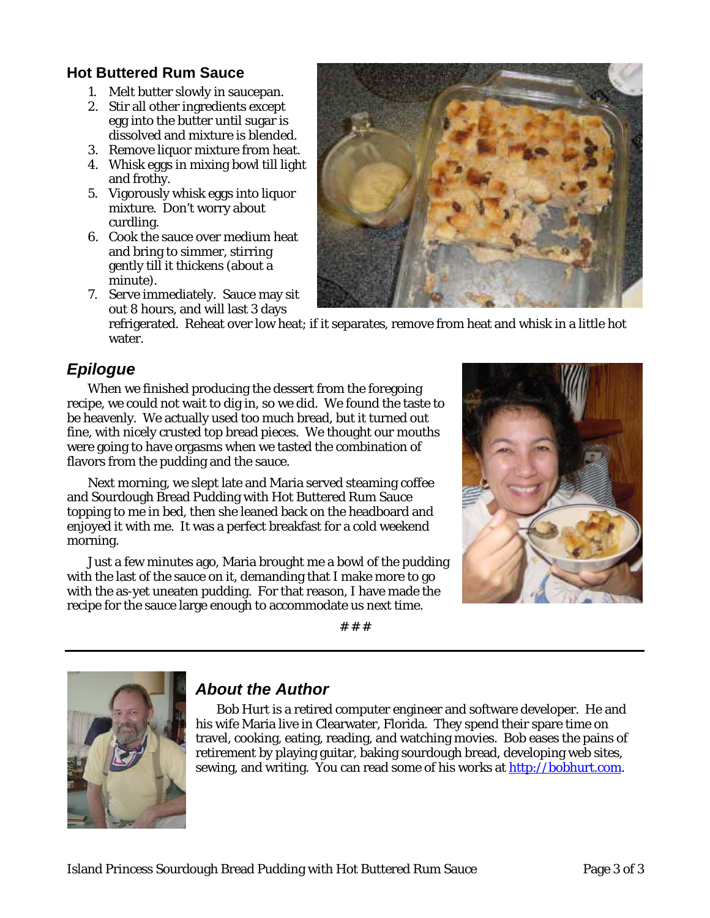### Hot Buttered Rum Sauce

1. Melt butter slowly in saucepan.
2. Stir all other ingredients except egg into the butter until sugar is dissolved and mixture is blended.
3. Remove liquor mixture from heat.
4. Whisk eggs in mixing bowl till light and frothy.
5. Vigorously whisk eggs into liquor mixture. Don't worry about curdling.
6. Cook the sauce over medium heat and bring to simmer, stirring gently till it thickens (about a minute).
7. Serve immediately. Sauce may sit out 8 hours, and will last 3 days refrigerated. Reheat over low heat; if it separates, remove from heat and whisk in a little hot water.

## *Epilogue*

When we finished producing the dessert from the foregoing recipe, we could not wait to dig in, so we did. We found the taste to be heavenly. We actually used too much bread, but it turned out fine, with nicely crusted top bread pieces. We thought our mouths were going to have orgasms when we tasted the combination of flavors from the pudding and the sauce.

Next morning, we slept late and Maria served steaming coffee and Sourdough Bread Pudding with Hot Buttered Rum Sauce topping to me in bed, then she leaned back on the headboard and enjoyed it with me. It was a perfect breakfast for a cold weekend morning.

Just a few minutes ago, Maria brought me a bowl of the pudding with the last of the sauce on it, demanding that I make more to go with the as-yet uneaten pudding. For that reason, I have made the recipe for the sauce large enough to accommodate us next time.

# # #

---

## *About the Author*

Bob Hurt is a retired computer engineer and software developer. He and his wife Maria live in Clearwater, Florida. They spend their spare time on travel, cooking, eating, reading, and watching movies. Bob eases the pains of retirement by playing guitar, baking sourdough bread, developing web sites, sewing, and writing. You can read some of his works at [http://bobhurt.com](http://bobhurt.com).